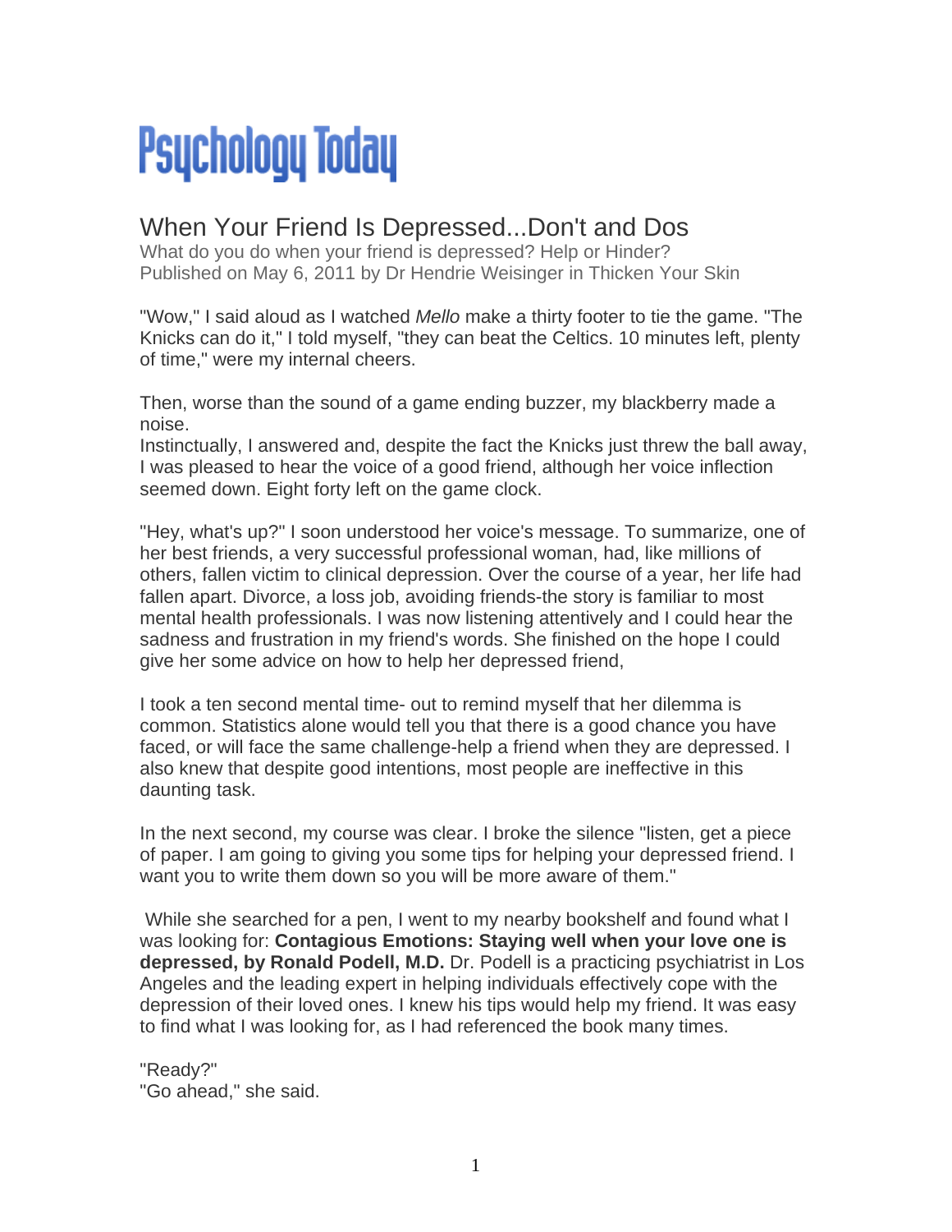# Psychology Today

## When Your Friend Is Depressed...Don't and Dos

What do you do when your friend is depressed? Help or Hinder?
Published on May 6, 2011 by Dr Hendrie Weisinger in Thicken Your Skin

"Wow," I said aloud as I watched *Mello* make a thirty footer to tie the game. "The Knicks can do it," I told myself, "they can beat the Celtics. 10 minutes left, plenty of time," were my internal cheers.

Then, worse than the sound of a game ending buzzer, my blackberry made a noise.
Instinctually, I answered and, despite the fact the Knicks just threw the ball away, I was pleased to hear the voice of a good friend, although her voice inflection seemed down. Eight forty left on the game clock.

"Hey, what's up?" I soon understood her voice's message. To summarize, one of her best friends, a very successful professional woman, had, like millions of others, fallen victim to clinical depression. Over the course of a year, her life had fallen apart. Divorce, a loss job, avoiding friends-the story is familiar to most mental health professionals. I was now listening attentively and I could hear the sadness and frustration in my friend's words. She finished on the hope I could give her some advice on how to help her depressed friend,

I took a ten second mental time- out to remind myself that her dilemma is common. Statistics alone would tell you that there is a good chance you have faced, or will face the same challenge-help a friend when they are depressed. I also knew that despite good intentions, most people are ineffective in this daunting task.

In the next second, my course was clear. I broke the silence "listen, get a piece of paper. I am going to giving you some tips for helping your depressed friend. I want you to write them down so you will be more aware of them."

While she searched for a pen, I went to my nearby bookshelf and found what I was looking for: **Contagious Emotions: Staying well when your love one is depressed, by Ronald Podell, M.D.** Dr. Podell is a practicing psychiatrist in Los Angeles and the leading expert in helping individuals effectively cope with the depression of their loved ones. I knew his tips would help my friend. It was easy to find what I was looking for, as I had referenced the book many times.

"Ready?"
"Go ahead," she said.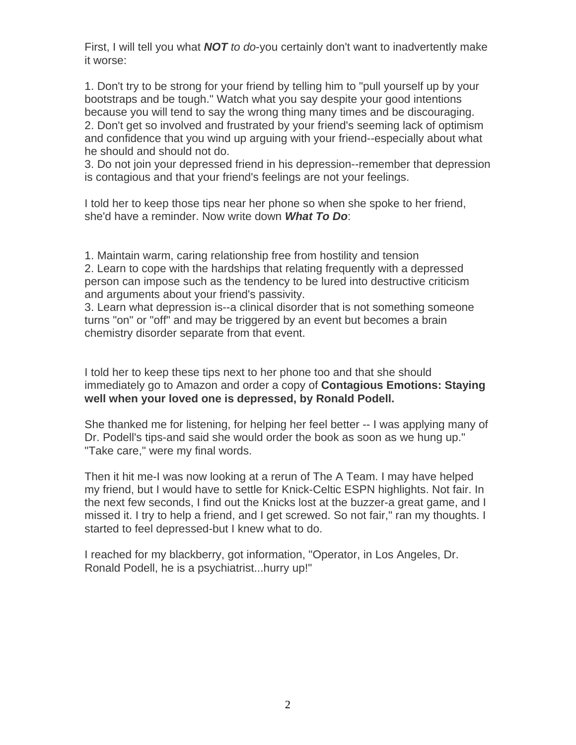First, I will tell you what ***NOT*** *to do*-you certainly don't want to inadvertently make it worse:

1. Don't try to be strong for your friend by telling him to "pull yourself up by your bootstraps and be tough." Watch what you say despite your good intentions because you will tend to say the wrong thing many times and be discouraging.
2. Don't get so involved and frustrated by your friend's seeming lack of optimism and confidence that you wind up arguing with your friend--especially about what he should and should not do.
3. Do not join your depressed friend in his depression--remember that depression is contagious and that your friend's feelings are not your feelings.

I told her to keep those tips near her phone so when she spoke to her friend, she'd have a reminder. Now write down ***What To Do***:

1. Maintain warm, caring relationship free from hostility and tension
2. Learn to cope with the hardships that relating frequently with a depressed person can impose such as the tendency to be lured into destructive criticism and arguments about your friend's passivity.
3. Learn what depression is--a clinical disorder that is not something someone turns "on" or "off" and may be triggered by an event but becomes a brain chemistry disorder separate from that event.

I told her to keep these tips next to her phone too and that she should immediately go to Amazon and order a copy of **Contagious Emotions: Staying well when your loved one is depressed, by Ronald Podell.**

She thanked me for listening, for helping her feel better -- I was applying many of Dr. Podell's tips-and said she would order the book as soon as we hung up." "Take care," were my final words.

Then it hit me-I was now looking at a rerun of The A Team. I may have helped my friend, but I would have to settle for Knick-Celtic ESPN highlights. Not fair. In the next few seconds, I find out the Knicks lost at the buzzer-a great game, and I missed it. I try to help a friend, and I get screwed. So not fair," ran my thoughts. I started to feel depressed-but I knew what to do.

I reached for my blackberry, got information, "Operator, in Los Angeles, Dr. Ronald Podell, he is a psychiatrist...hurry up!"